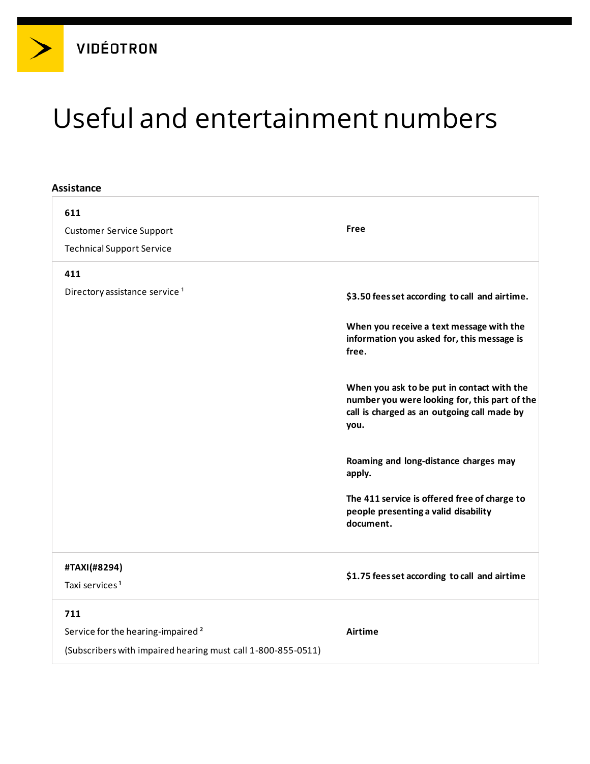VIDÉOTRON

# Useful and entertainment numbers

## Assistance

| Number / Service | Cost |
| --- | --- |
| **611**<br>Customer Service Support<br>Technical Support Service | **Free** |
| **411**<br>Directory assistance service [1] | **$3.50 fees set according to call and airtime.**<br><br>**When you receive a text message with the information you asked for, this message is free.**<br><br>**When you ask to be put in contact with the number you were looking for, this part of the call is charged as an outgoing call made by you.**<br><br>**Roaming and long-distance charges may apply.**<br><br>**The 411 service is offered free of charge to people presenting a valid disability document.** |
| **#TAXI(#8294)**<br>Taxi services [1] | **$1.75 fees set according to call and airtime** |
| **711**<br>Service for the hearing-impaired [2]<br>(Subscribers with impaired hearing must call 1-800-855-0511) | **Airtime** |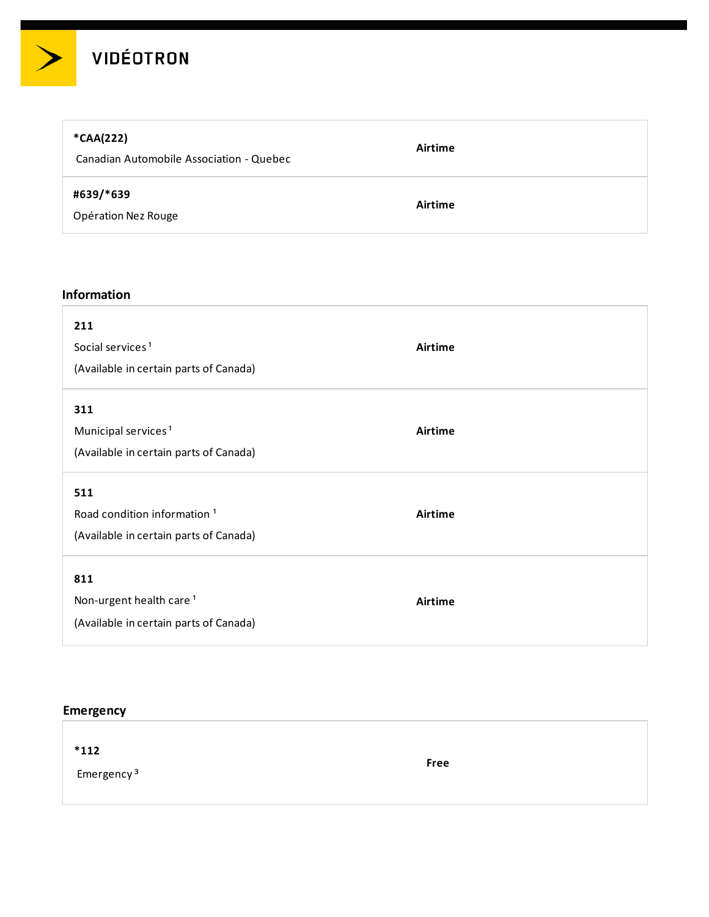| | |
|---|---|
| **\*CAA(222)**<br>Canadian Automobile Association - Quebec | **Airtime** |
| **#639/\*639**<br>Opération Nez Rouge | **Airtime** |

## Information

| | |
|---|---|
| **211**<br>Social services [1]<br>(Available in certain parts of Canada) | **Airtime** |
| **311**<br>Municipal services [1]<br>(Available in certain parts of Canada) | **Airtime** |
| **511**<br>Road condition information [1]<br>(Available in certain parts of Canada) | **Airtime** |
| **811**<br>Non-urgent health care [1]<br>(Available in certain parts of Canada) | **Airtime** |

## Emergency

| | |
|---|---|
| **\*112**<br>Emergency [3] | **Free** |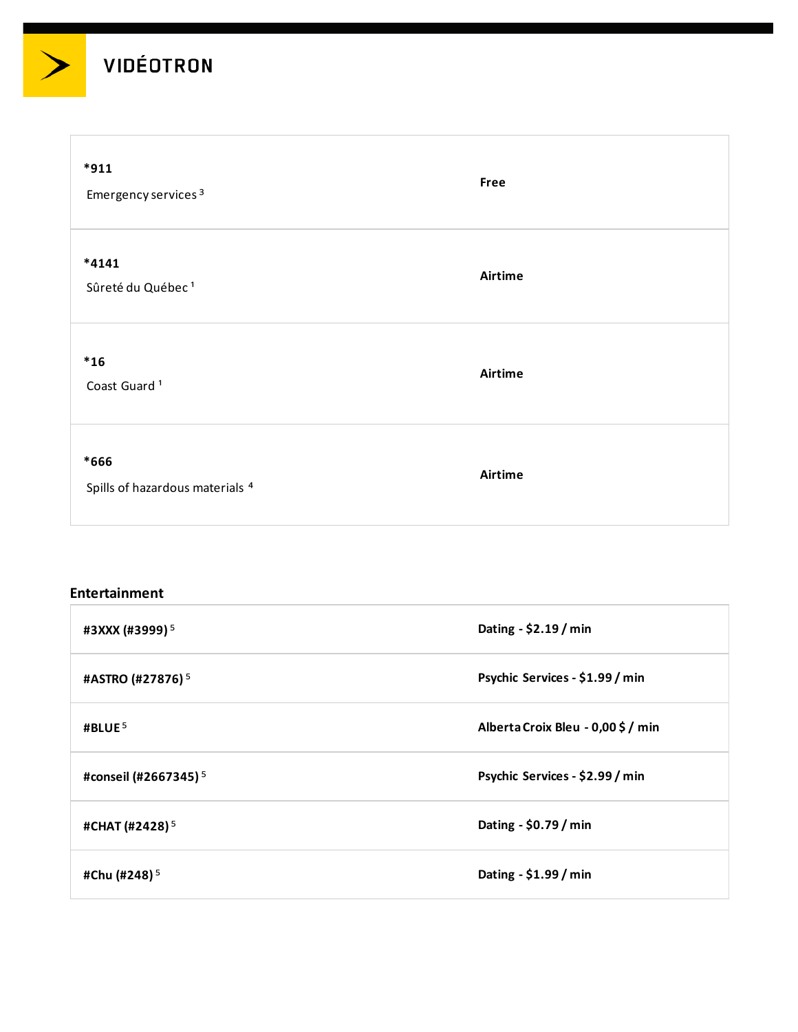| | |
|---|---|
| **\*911**<br>Emergency services [3] | **Free** |
| **\*4141**<br>Sûreté du Québec [1] | **Airtime** |
| **\*16**<br>Coast Guard [1] | **Airtime** |
| **\*666**<br>Spills of hazardous materials [4] | **Airtime** |

## Entertainment

| | |
|---|---|
| **#3XXX (#3999)** [5] | **Dating - $2.19 / min** |
| **#ASTRO (#27876)** [5] | **Psychic Services - $1.99 / min** |
| **#BLUE** [5] | **Alberta Croix Bleu - 0,00 $ / min** |
| **#conseil (#2667345)** [5] | **Psychic Services - $2.99 / min** |
| **#CHAT (#2428)** [5] | **Dating - $0.79 / min** |
| **#Chu (#248)** [5] | **Dating - $1.99 / min** |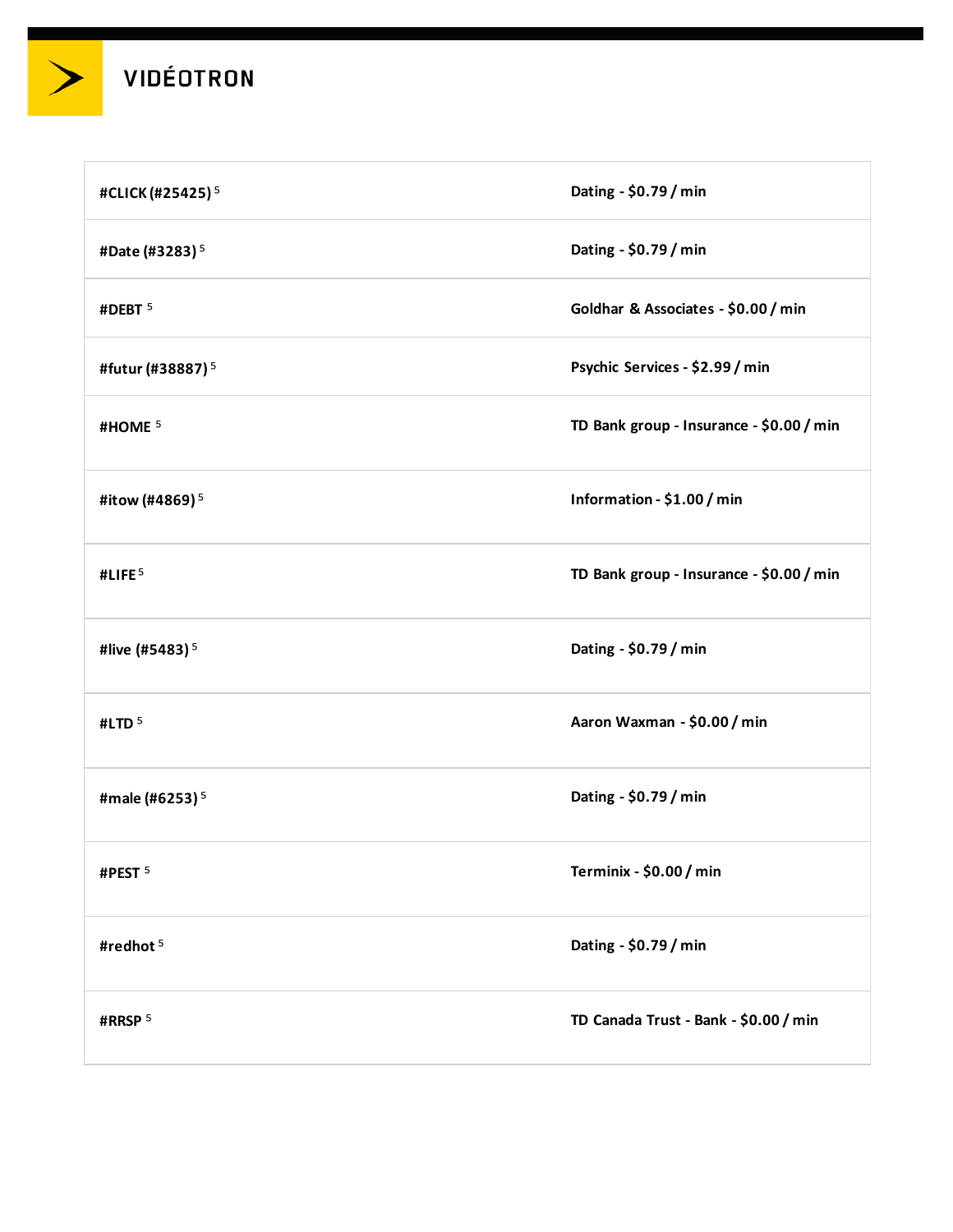| | |
|---|---|
| #CLICK (#25425) [5] | Dating - $0.79 / min |
| #Date (#3283) [5] | Dating - $0.79 / min |
| #DEBT [5] | Goldhar & Associates - $0.00 / min |
| #futur (#38887) [5] | Psychic Services - $2.99 / min |
| #HOME [5] | TD Bank group - Insurance - $0.00 / min |
| #itow (#4869) [5] | Information - $1.00 / min |
| #LIFE [5] | TD Bank group - Insurance - $0.00 / min |
| #live (#5483) [5] | Dating - $0.79 / min |
| #LTD [5] | Aaron Waxman - $0.00 / min |
| #male (#6253) [5] | Dating - $0.79 / min |
| #PEST [5] | Terminix - $0.00 / min |
| #redhot [5] | Dating - $0.79 / min |
| #RRSP [5] | TD Canada Trust - Bank - $0.00 / min |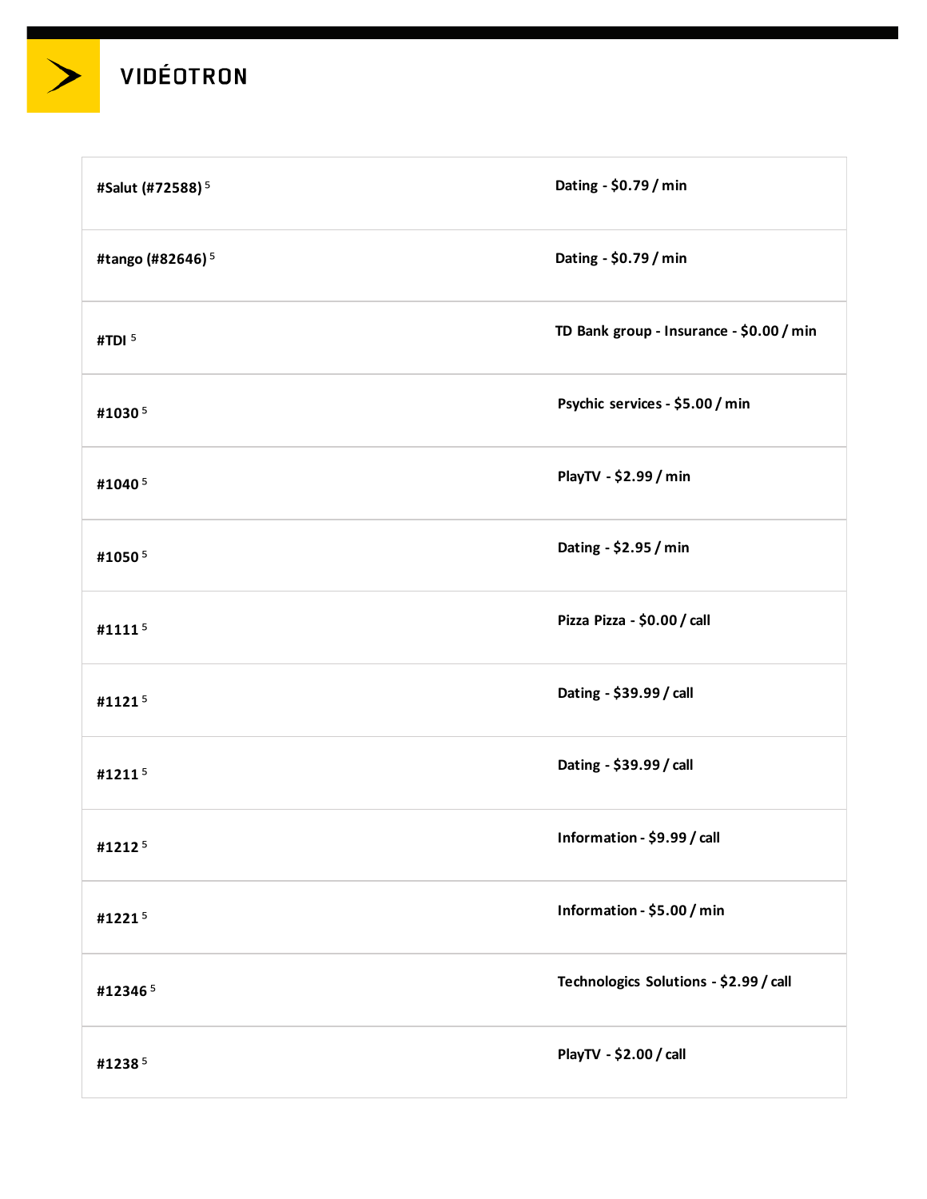| | |
|---|---|
| #Salut (#72588) [5] | Dating - $0.79 / min |
| #tango (#82646) [5] | Dating - $0.79 / min |
| #TDI [5] | TD Bank group - Insurance - $0.00 / min |
| #1030 [5] | Psychic services - $5.00 / min |
| #1040 [5] | PlayTV - $2.99 / min |
| #1050 [5] | Dating - $2.95 / min |
| #1111 [5] | Pizza Pizza - $0.00 / call |
| #1121 [5] | Dating - $39.99 / call |
| #1211 [5] | Dating - $39.99 / call |
| #1212 [5] | Information - $9.99 / call |
| #1221 [5] | Information - $5.00 / min |
| #12346 [5] | Technologics Solutions - $2.99 / call |
| #1238 [5] | PlayTV - $2.00 / call |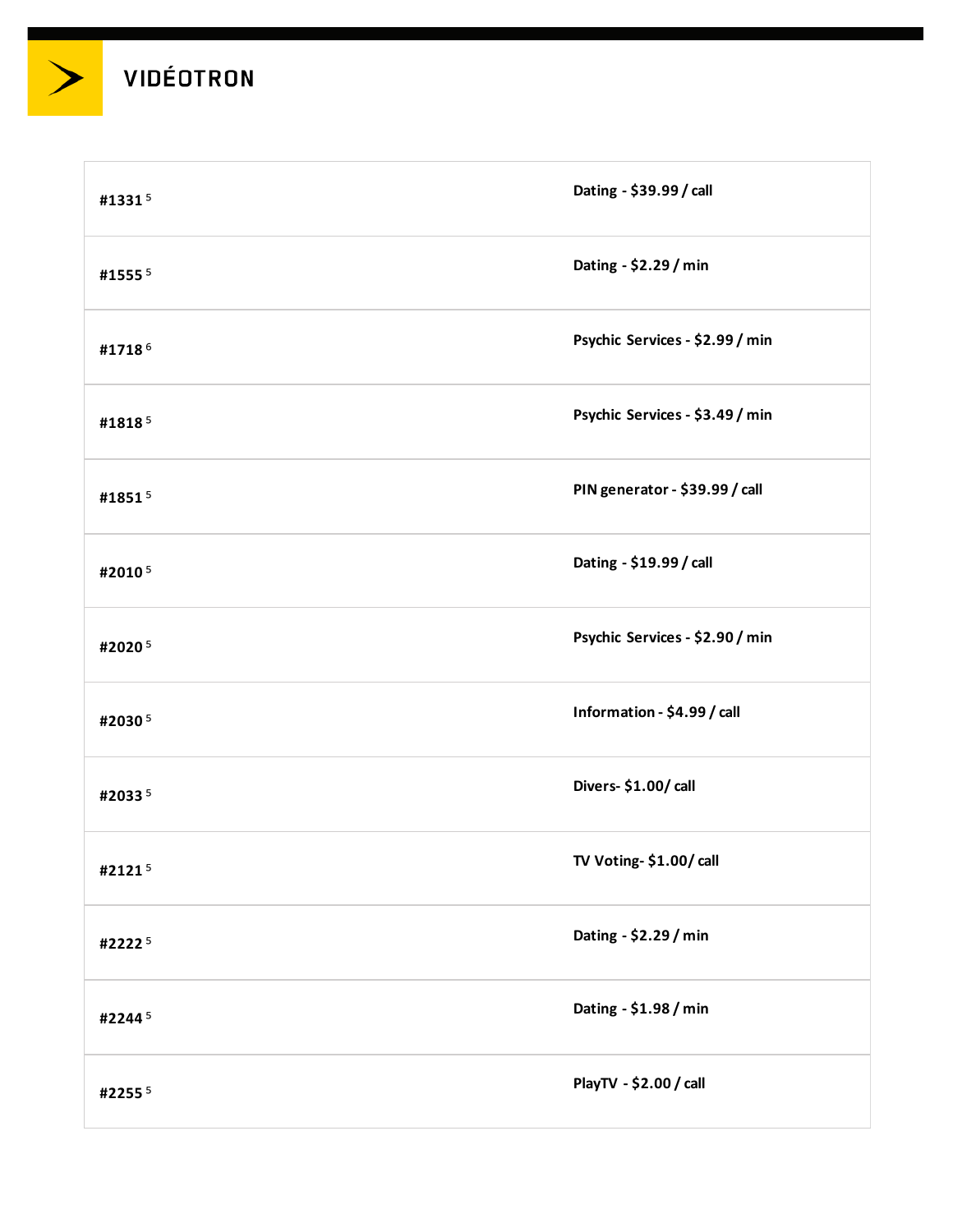VIDÉOTRON

| | |
|---|---|
| **#1331** [5] | **Dating - $39.99 / call** |
| **#1555** [5] | **Dating - $2.29 / min** |
| **#1718** [6] | **Psychic Services - $2.99 / min** |
| **#1818** [5] | **Psychic Services - $3.49 / min** |
| **#1851** [5] | **PIN generator - $39.99 / call** |
| **#2010** [5] | **Dating - $19.99 / call** |
| **#2020** [5] | **Psychic Services - $2.90 / min** |
| **#2030** [5] | **Information - $4.99 / call** |
| **#2033** [5] | **Divers- $1.00/ call** |
| **#2121** [5] | **TV Voting- $1.00/ call** |
| **#2222** [5] | **Dating - $2.29 / min** |
| **#2244** [5] | **Dating - $1.98 / min** |
| **#2255** [5] | **PlayTV - $2.00 / call** |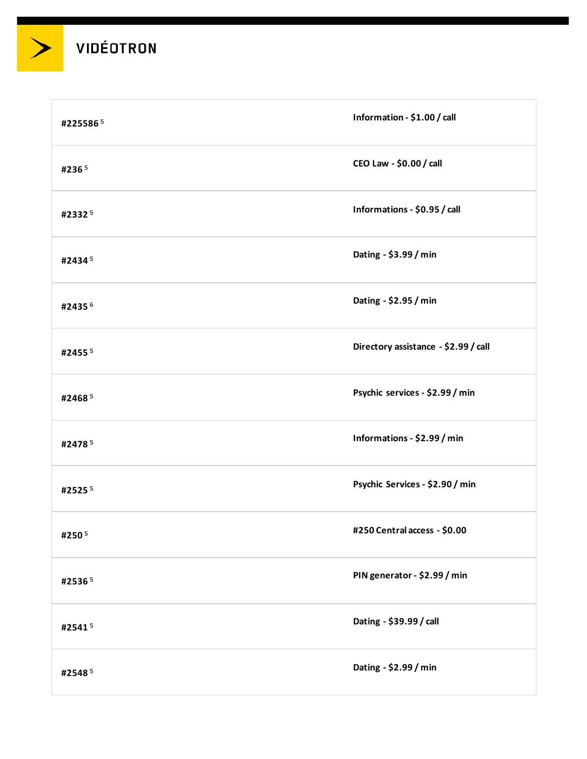| | |
|---|---|
| **#225586** [5] | **Information - $1.00 / call** |
| **#236** [5] | **CEO Law - $0.00 / call** |
| **#2332** [5] | **Informations - $0.95 / call** |
| **#2434** [5] | **Dating - $3.99 / min** |
| **#2435** [6] | **Dating - $2.95 / min** |
| **#2455** [5] | **Directory assistance - $2.99 / call** |
| **#2468** [5] | **Psychic services - $2.99 / min** |
| **#2478** [5] | **Informations - $2.99 / min** |
| **#2525** [5] | **Psychic Services - $2.90 / min** |
| **#250** [5] | **#250 Central access - $0.00** |
| **#2536** [5] | **PIN generator - $2.99 / min** |
| **#2541** [5] | **Dating - $39.99 / call** |
| **#2548** [5] | **Dating - $2.99 / min** |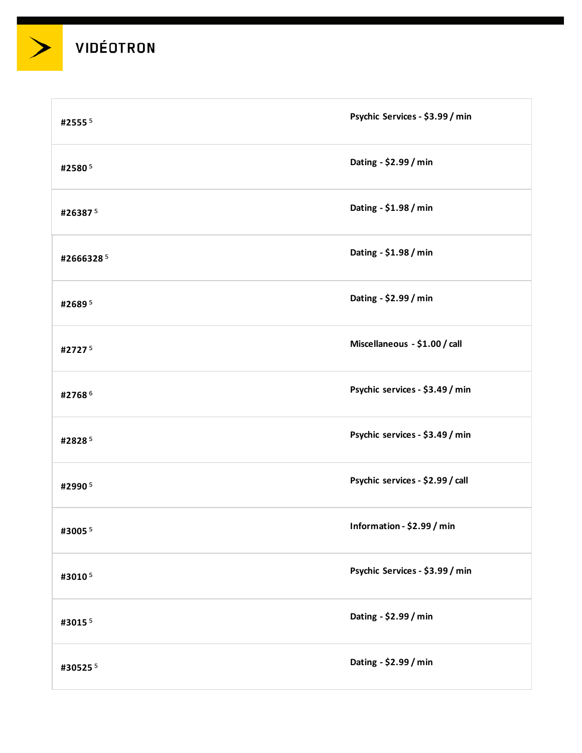| | |
|---|---|
| **#2555** [5] | **Psychic Services - $3.99 / min** |
| **#2580** [5] | **Dating - $2.99 / min** |
| **#26387** [5] | **Dating - $1.98 / min** |
| **#2666328** [5] | **Dating - $1.98 / min** |
| **#2689** [5] | **Dating - $2.99 / min** |
| **#2727** [5] | **Miscellaneous - $1.00 / call** |
| **#2768** [6] | **Psychic services - $3.49 / min** |
| **#2828** [5] | **Psychic services - $3.49 / min** |
| **#2990** [5] | **Psychic services - $2.99 / call** |
| **#3005** [5] | **Information - $2.99 / min** |
| **#3010** [5] | **Psychic Services - $3.99 / min** |
| **#3015** [5] | **Dating - $2.99 / min** |
| **#30525** [5] | **Dating - $2.99 / min** |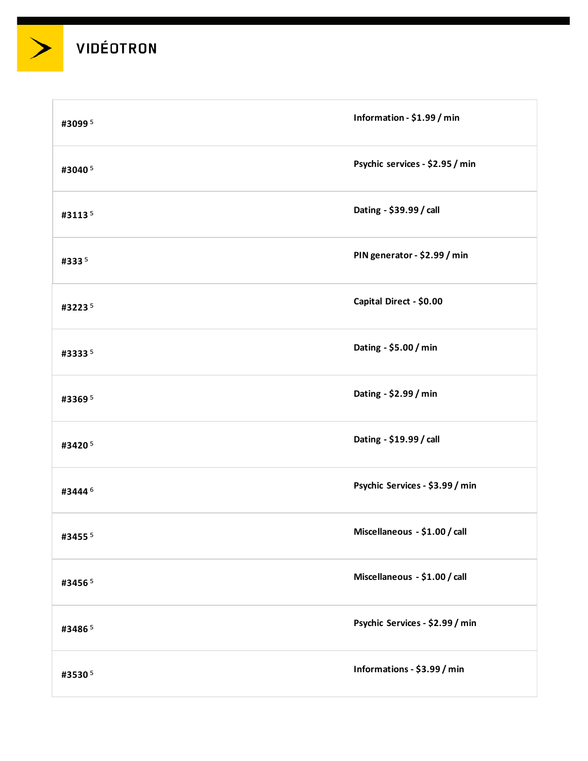VIDÉOTRON

| | |
|---|---|
| **#3099** [5] | **Information - $1.99 / min** |
| **#3040** [5] | **Psychic services - $2.95 / min** |
| **#3113** [5] | **Dating - $39.99 / call** |
| **#333** [5] | **PIN generator - $2.99 / min** |
| **#3223** [5] | **Capital Direct - $0.00** |
| **#3333** [5] | **Dating - $5.00 / min** |
| **#3369** [5] | **Dating - $2.99 / min** |
| **#3420** [5] | **Dating - $19.99 / call** |
| **#3444** [6] | **Psychic Services - $3.99 / min** |
| **#3455** [5] | **Miscellaneous - $1.00 / call** |
| **#3456** [5] | **Miscellaneous - $1.00 / call** |
| **#3486** [5] | **Psychic Services - $2.99 / min** |
| **#3530** [5] | **Informations - $3.99 / min** |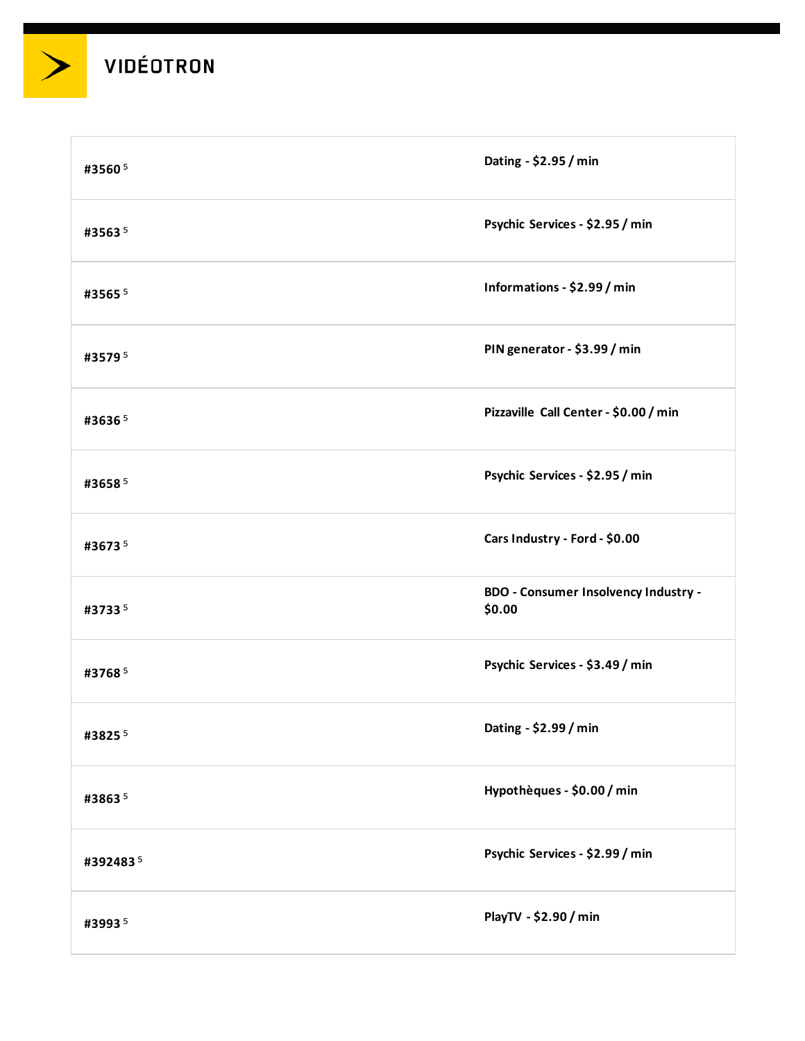| | |
|---|---|
| **#3560** [5] | **Dating - $2.95 / min** |
| **#3563** [5] | **Psychic Services - $2.95 / min** |
| **#3565** [5] | **Informations - $2.99 / min** |
| **#3579** [5] | **PIN generator - $3.99 / min** |
| **#3636** [5] | **Pizzaville Call Center - $0.00 / min** |
| **#3658** [5] | **Psychic Services - $2.95 / min** |
| **#3673** [5] | **Cars Industry - Ford - $0.00** |
| **#3733** [5] | **BDO - Consumer Insolvency Industry - $0.00** |
| **#3768** [5] | **Psychic Services - $3.49 / min** |
| **#3825** [5] | **Dating - $2.99 / min** |
| **#3863** [5] | **Hypothèques - $0.00 / min** |
| **#392483** [5] | **Psychic Services - $2.99 / min** |
| **#3993** [5] | **PlayTV - $2.90 / min** |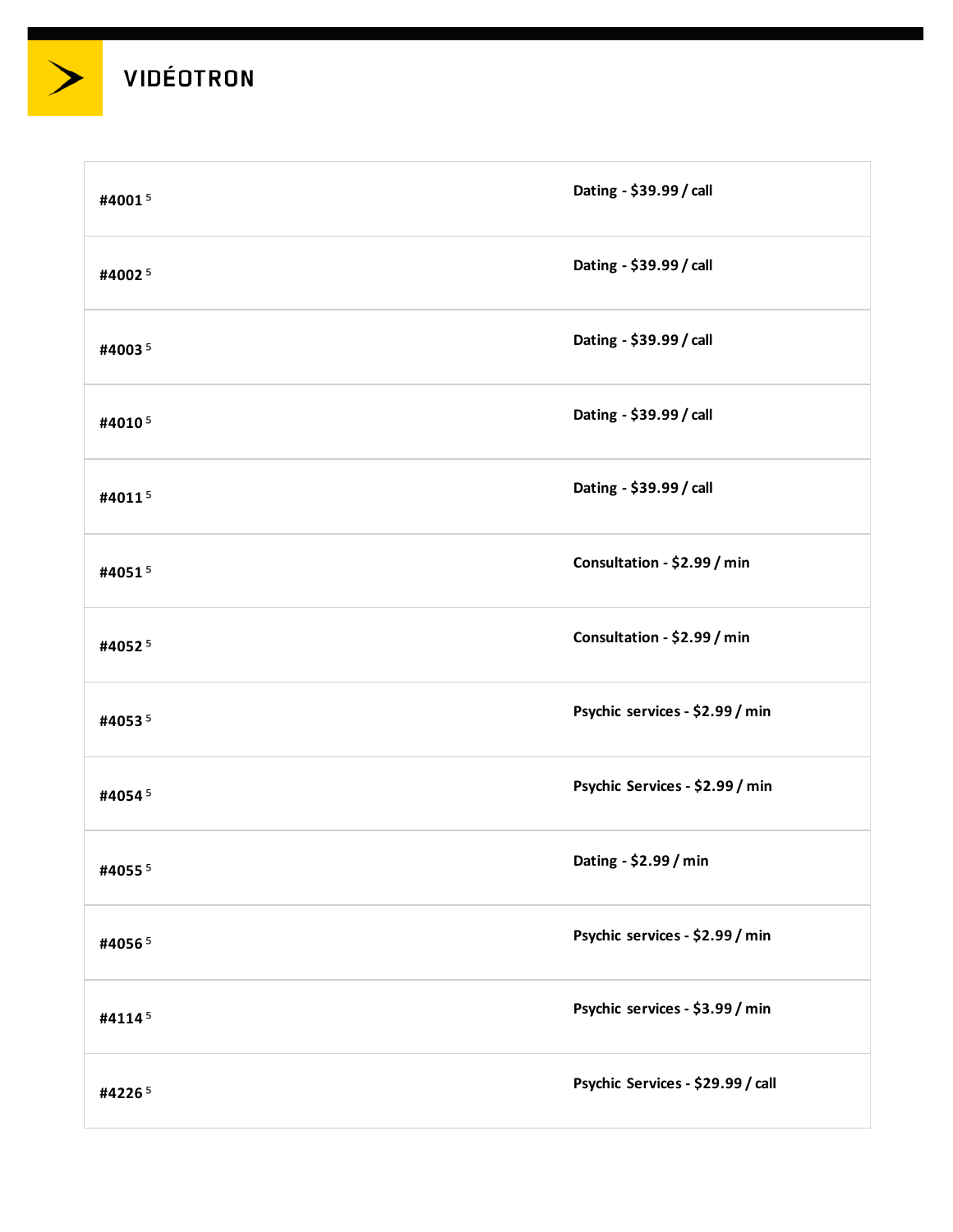VIDÉOTRON

| | |
|---|---|
| **#4001 [5]** | **Dating - $39.99 / call** |
| **#4002 [5]** | **Dating - $39.99 / call** |
| **#4003 [5]** | **Dating - $39.99 / call** |
| **#4010 [5]** | **Dating - $39.99 / call** |
| **#4011 [5]** | **Dating - $39.99 / call** |
| **#4051 [5]** | **Consultation - $2.99 / min** |
| **#4052 [5]** | **Consultation - $2.99 / min** |
| **#4053 [5]** | **Psychic services - $2.99 / min** |
| **#4054 [5]** | **Psychic Services - $2.99 / min** |
| **#4055 [5]** | **Dating - $2.99 / min** |
| **#4056 [5]** | **Psychic services - $2.99 / min** |
| **#4114 [5]** | **Psychic services - $3.99 / min** |
| **#4226 [5]** | **Psychic Services - $29.99 / call** |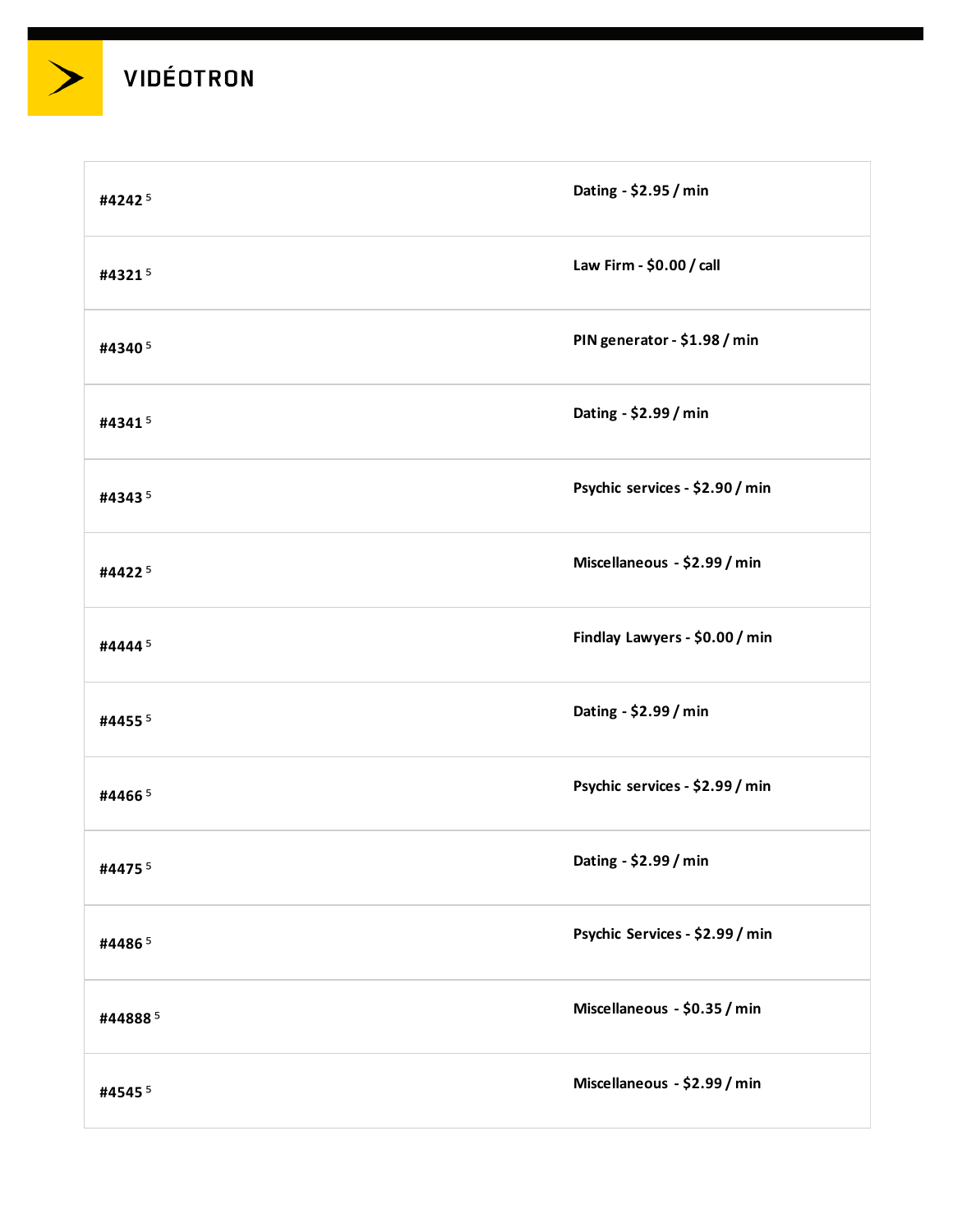| | |
|---|---|
| **#4242** [5] | **Dating - $2.95 / min** |
| **#4321** [5] | **Law Firm - $0.00 / call** |
| **#4340** [5] | **PIN generator - $1.98 / min** |
| **#4341** [5] | **Dating - $2.99 / min** |
| **#4343** [5] | **Psychic services - $2.90 / min** |
| **#4422** [5] | **Miscellaneous - $2.99 / min** |
| **#4444** [5] | **Findlay Lawyers - $0.00 / min** |
| **#4455** [5] | **Dating - $2.99 / min** |
| **#4466** [5] | **Psychic services - $2.99 / min** |
| **#4475** [5] | **Dating - $2.99 / min** |
| **#4486** [5] | **Psychic Services - $2.99 / min** |
| **#44888** [5] | **Miscellaneous - $0.35 / min** |
| **#4545** [5] | **Miscellaneous - $2.99 / min** |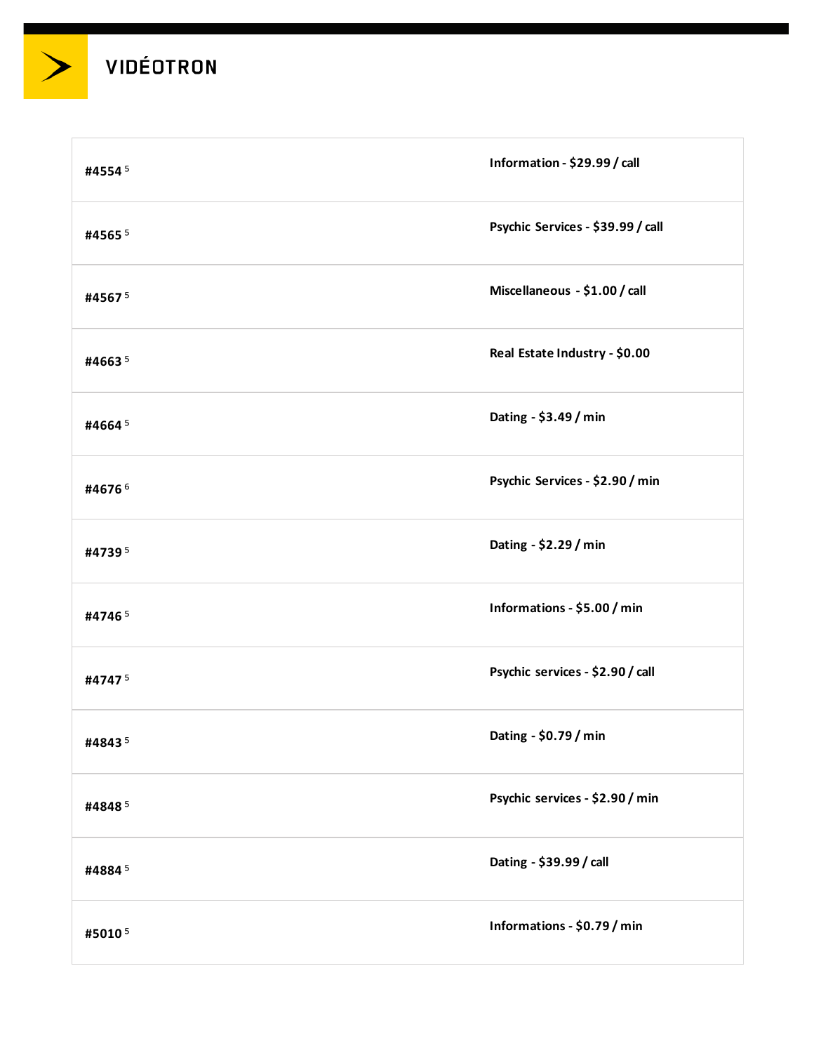| | |
|---|---|
| **#4554 [5]** | **Information - $29.99 / call** |
| **#4565 [5]** | **Psychic Services - $39.99 / call** |
| **#4567 [5]** | **Miscellaneous - $1.00 / call** |
| **#4663 [5]** | **Real Estate Industry - $0.00** |
| **#4664 [5]** | **Dating - $3.49 / min** |
| **#4676 [6]** | **Psychic Services - $2.90 / min** |
| **#4739 [5]** | **Dating - $2.29 / min** |
| **#4746 [5]** | **Informations - $5.00 / min** |
| **#4747 [5]** | **Psychic services - $2.90 / call** |
| **#4843 [5]** | **Dating - $0.79 / min** |
| **#4848 [5]** | **Psychic services - $2.90 / min** |
| **#4884 [5]** | **Dating - $39.99 / call** |
| **#5010 [5]** | **Informations - $0.79 / min** |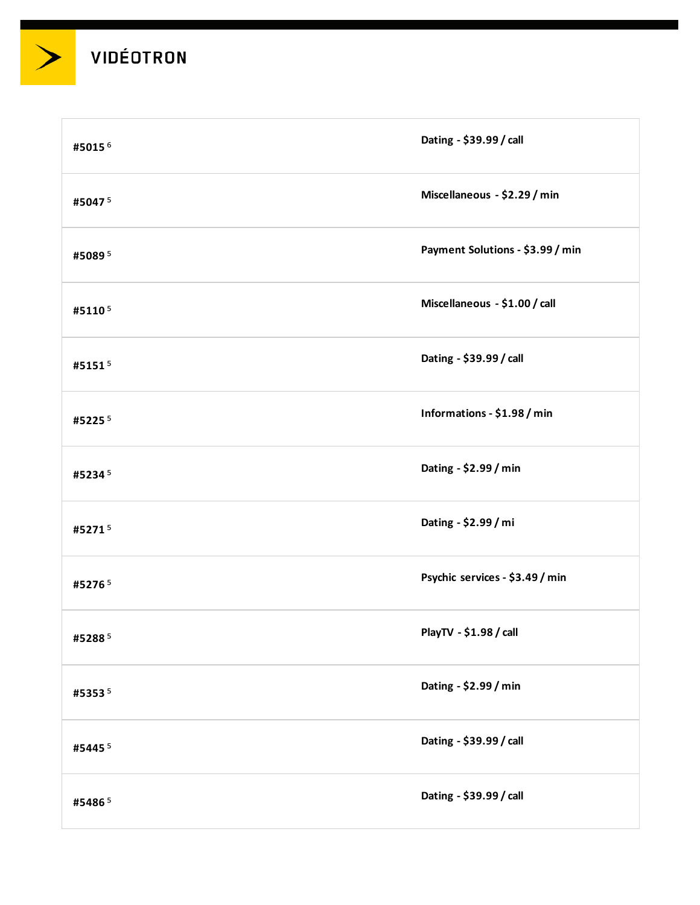| | |
|---|---|
| **#5015** [6] | **Dating - $39.99 / call** |
| **#5047** [5] | **Miscellaneous - $2.29 / min** |
| **#5089** [5] | **Payment Solutions - $3.99 / min** |
| **#5110** [5] | **Miscellaneous - $1.00 / call** |
| **#5151** [5] | **Dating - $39.99 / call** |
| **#5225** [5] | **Informations - $1.98 / min** |
| **#5234** [5] | **Dating - $2.99 / min** |
| **#5271** [5] | **Dating - $2.99 / mi** |
| **#5276** [5] | **Psychic services - $3.49 / min** |
| **#5288** [5] | **PlayTV - $1.98 / call** |
| **#5353** [5] | **Dating - $2.99 / min** |
| **#5445** [5] | **Dating - $39.99 / call** |
| **#5486** [5] | **Dating - $39.99 / call** |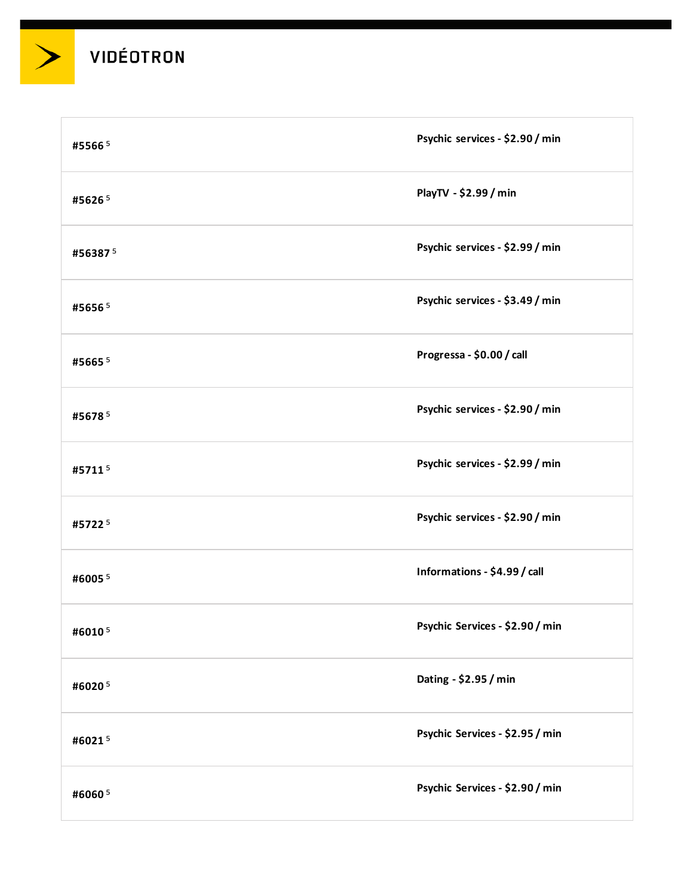| | |
|---|---|
| **#5566** [5] | **Psychic services - $2.90 / min** |
| **#5626** [5] | **PlayTV - $2.99 / min** |
| **#56387** [5] | **Psychic services - $2.99 / min** |
| **#5656** [5] | **Psychic services - $3.49 / min** |
| **#5665** [5] | **Progressa - $0.00 / call** |
| **#5678** [5] | **Psychic services - $2.90 / min** |
| **#5711** [5] | **Psychic services - $2.99 / min** |
| **#5722** [5] | **Psychic services - $2.90 / min** |
| **#6005** [5] | **Informations - $4.99 / call** |
| **#6010** [5] | **Psychic Services - $2.90 / min** |
| **#6020** [5] | **Dating - $2.95 / min** |
| **#6021** [5] | **Psychic Services - $2.95 / min** |
| **#6060** [5] | **Psychic Services - $2.90 / min** |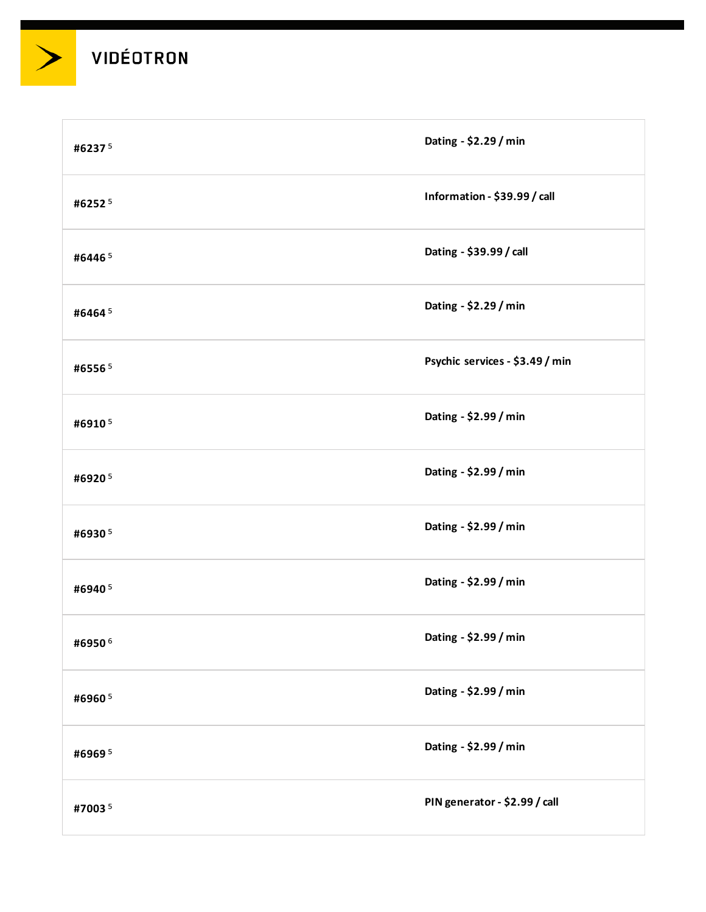| | |
|---|---|
| **#6237** [5] | **Dating - $2.29 / min** |
| **#6252** [5] | **Information - $39.99 / call** |
| **#6446** [5] | **Dating - $39.99 / call** |
| **#6464** [5] | **Dating - $2.29 / min** |
| **#6556** [5] | **Psychic services - $3.49 / min** |
| **#6910** [5] | **Dating - $2.99 / min** |
| **#6920** [5] | **Dating - $2.99 / min** |
| **#6930** [5] | **Dating - $2.99 / min** |
| **#6940** [5] | **Dating - $2.99 / min** |
| **#6950** [6] | **Dating - $2.99 / min** |
| **#6960** [5] | **Dating - $2.99 / min** |
| **#6969** [5] | **Dating - $2.99 / min** |
| **#7003** [5] | **PIN generator - $2.99 / call** |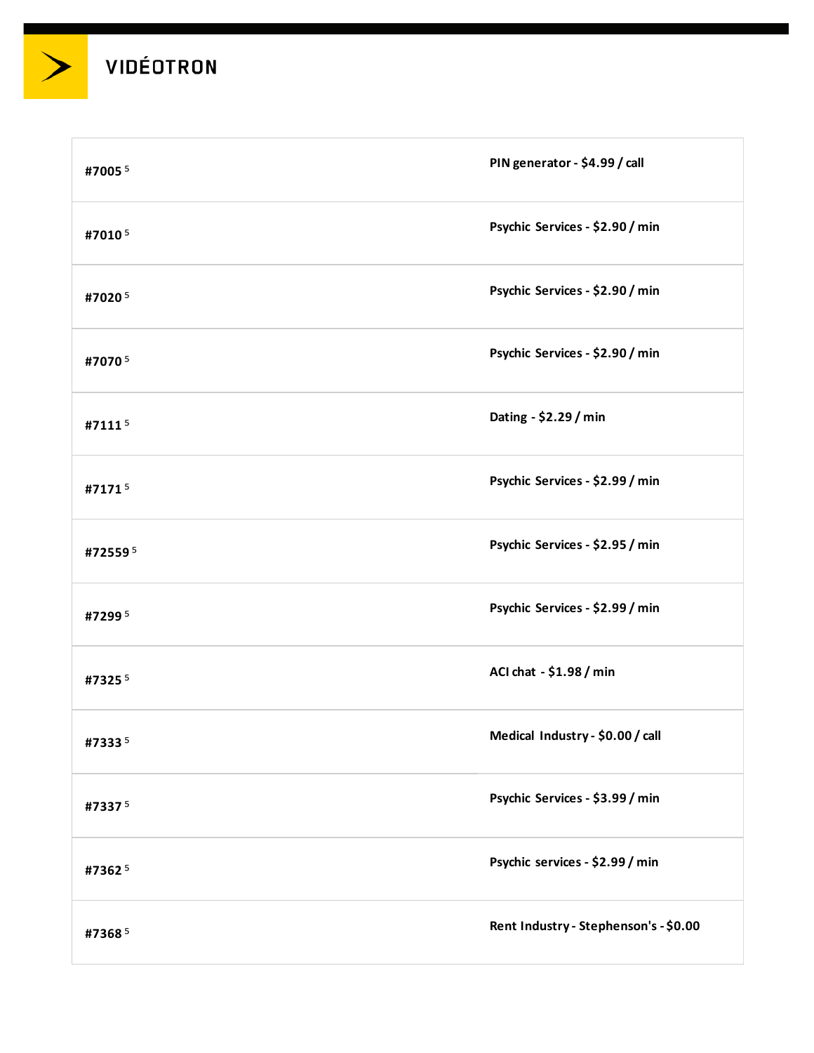| | |
|---|---|
| **#7005** [5] | **PIN generator - $4.99 / call** |
| **#7010** [5] | **Psychic Services - $2.90 / min** |
| **#7020** [5] | **Psychic Services - $2.90 / min** |
| **#7070** [5] | **Psychic Services - $2.90 / min** |
| **#7111** [5] | **Dating - $2.29 / min** |
| **#7171** [5] | **Psychic Services - $2.99 / min** |
| **#72559** [5] | **Psychic Services - $2.95 / min** |
| **#7299** [5] | **Psychic Services - $2.99 / min** |
| **#7325** [5] | **ACI chat - $1.98 / min** |
| **#7333** [5] | **Medical Industry - $0.00 / call** |
| **#7337** [5] | **Psychic Services - $3.99 / min** |
| **#7362** [5] | **Psychic services - $2.99 / min** |
| **#7368** [5] | **Rent Industry - Stephenson's - $0.00** |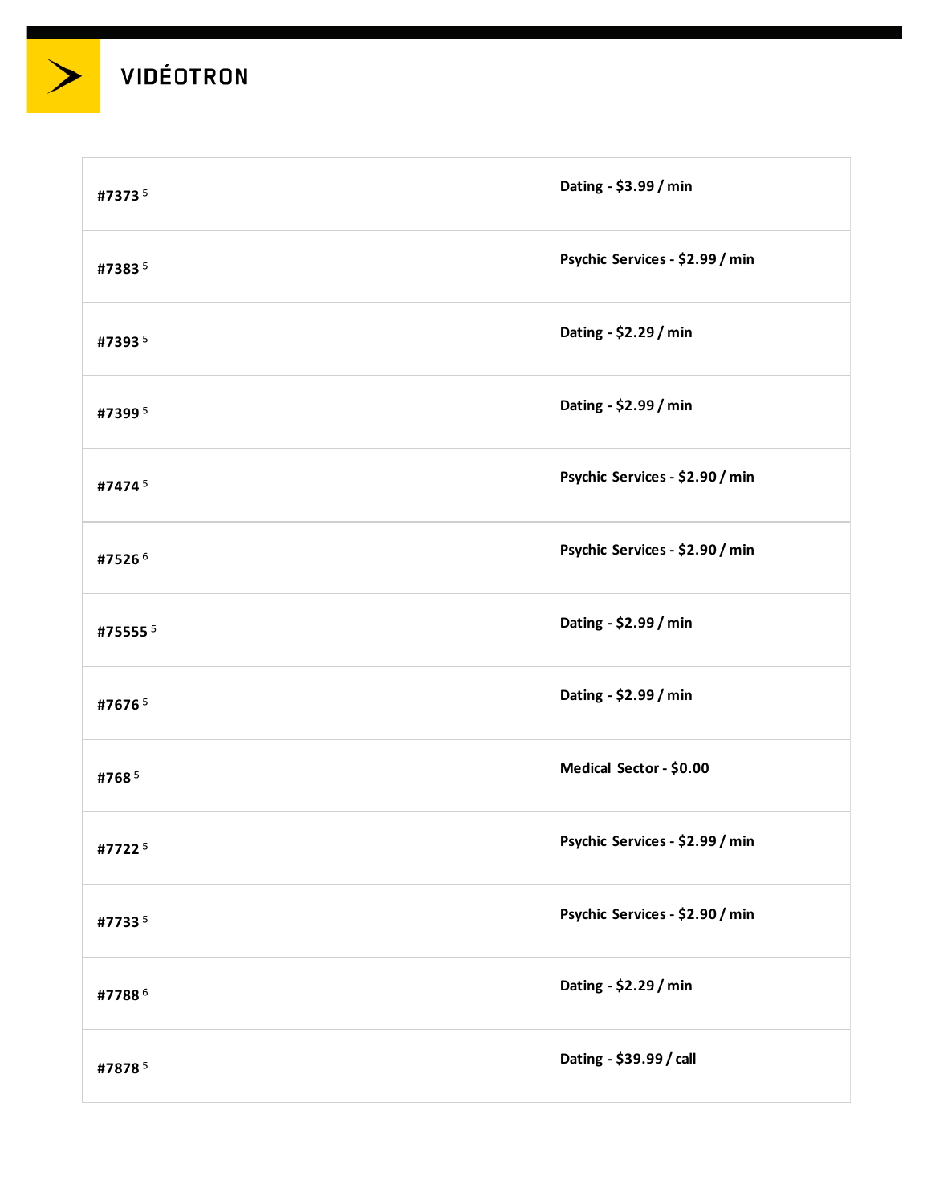| | |
|---|---|
| #7373 [5] | Dating - $3.99 / min |
| #7383 [5] | Psychic Services - $2.99 / min |
| #7393 [5] | Dating - $2.29 / min |
| #7399 [5] | Dating - $2.99 / min |
| #7474 [5] | Psychic Services - $2.90 / min |
| #7526 [6] | Psychic Services - $2.90 / min |
| #75555 [5] | Dating - $2.99 / min |
| #7676 [5] | Dating - $2.99 / min |
| #768 [5] | Medical Sector - $0.00 |
| #7722 [5] | Psychic Services - $2.99 / min |
| #7733 [5] | Psychic Services - $2.90 / min |
| #7788 [6] | Dating - $2.29 / min |
| #7878 [5] | Dating - $39.99 / call |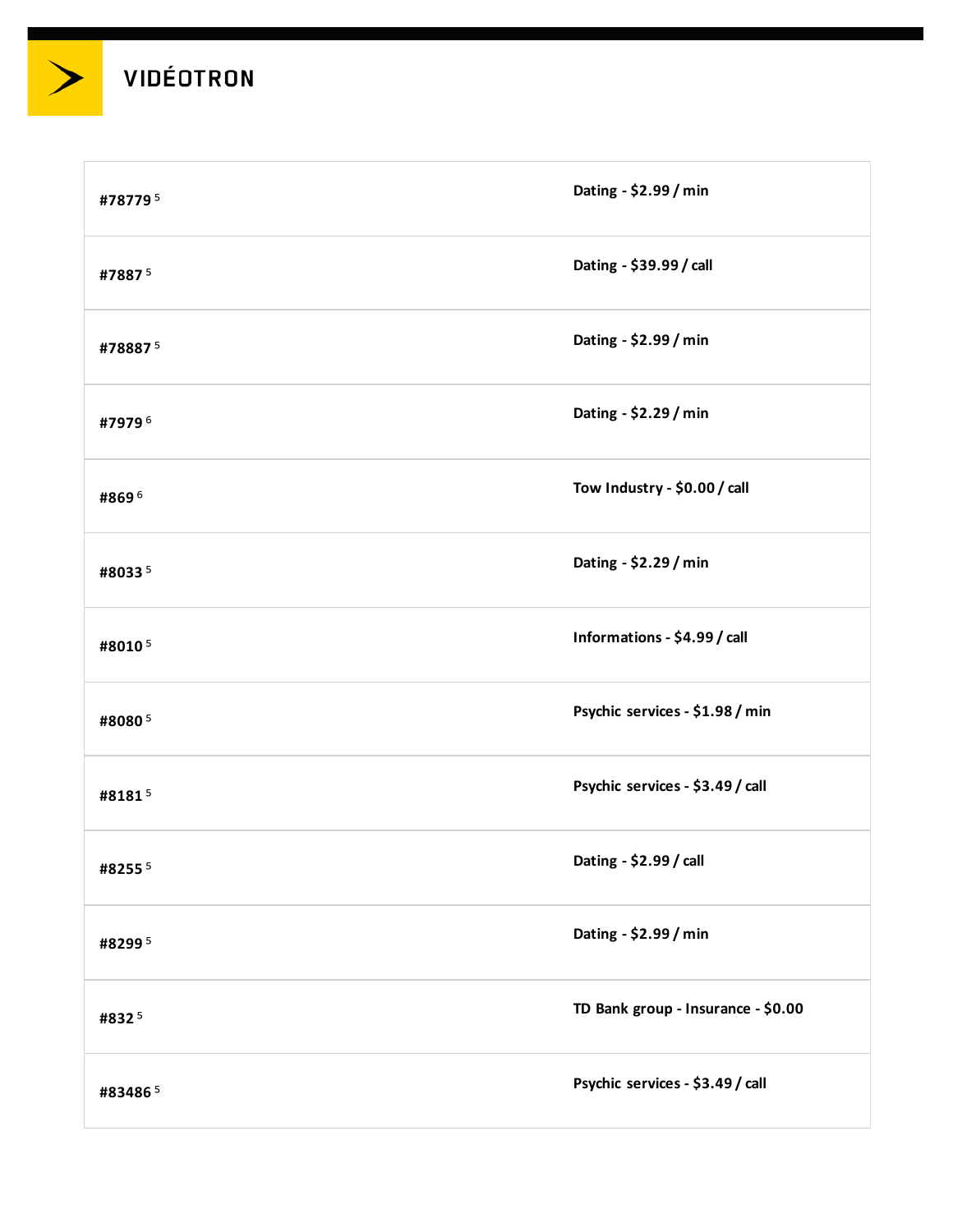| | |
|---|---|
| #78779 [5] | Dating - $2.99 / min |
| #7887 [5] | Dating - $39.99 / call |
| #78887 [5] | Dating - $2.99 / min |
| #7979 [6] | Dating - $2.29 / min |
| #869 [6] | Tow Industry - $0.00 / call |
| #8033 [5] | Dating - $2.29 / min |
| #8010 [5] | Informations - $4.99 / call |
| #8080 [5] | Psychic services - $1.98 / min |
| #8181 [5] | Psychic services - $3.49 / call |
| #8255 [5] | Dating - $2.99 / call |
| #8299 [5] | Dating - $2.99 / min |
| #832 [5] | TD Bank group - Insurance - $0.00 |
| #83486 [5] | Psychic services - $3.49 / call |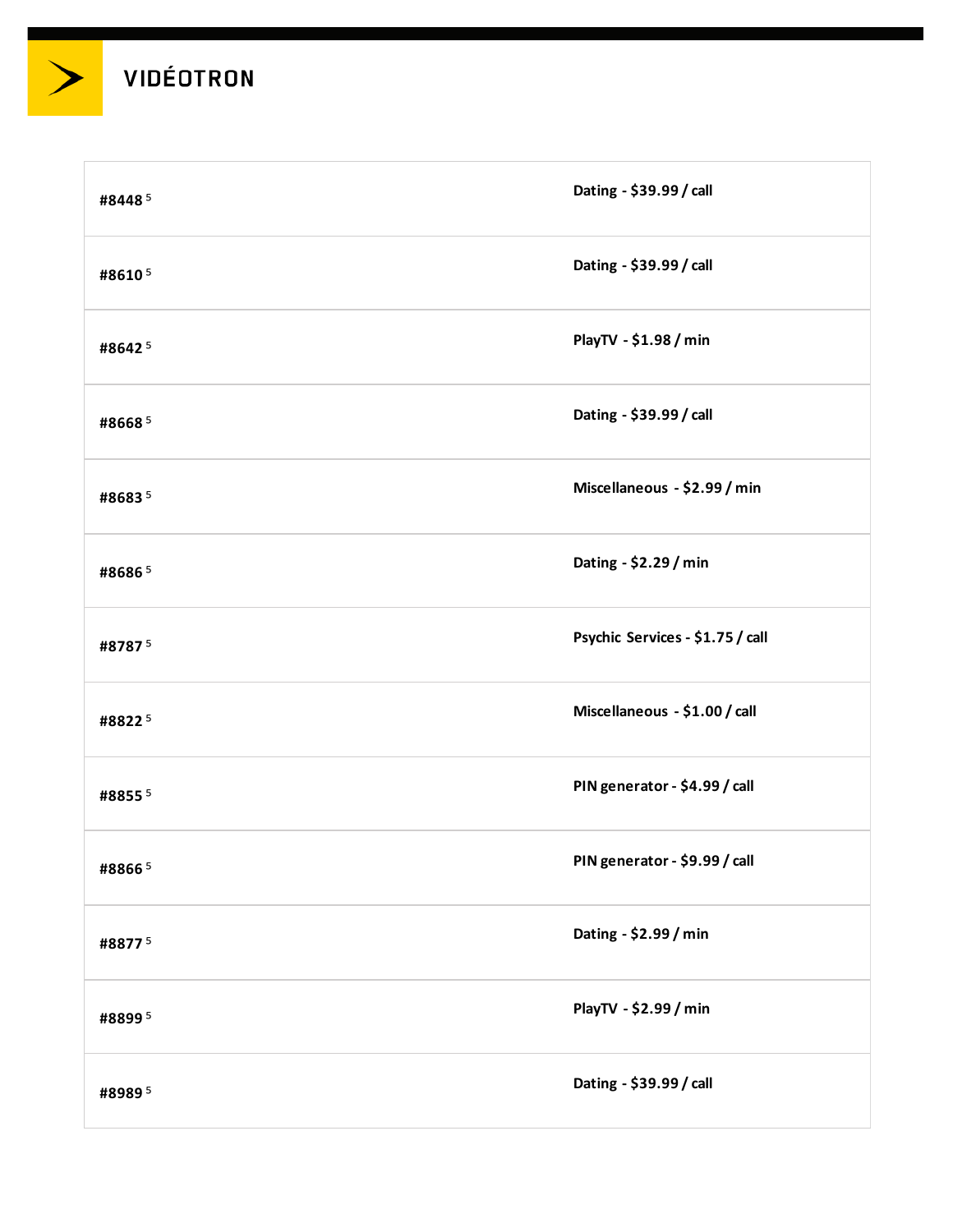| | |
|---|---|
| **#8448** [5] | **Dating - $39.99 / call** |
| **#8610** [5] | **Dating - $39.99 / call** |
| **#8642** [5] | **PlayTV - $1.98 / min** |
| **#8668** [5] | **Dating - $39.99 / call** |
| **#8683** [5] | **Miscellaneous - $2.99 / min** |
| **#8686** [5] | **Dating - $2.29 / min** |
| **#8787** [5] | **Psychic Services - $1.75 / call** |
| **#8822** [5] | **Miscellaneous - $1.00 / call** |
| **#8855** [5] | **PIN generator - $4.99 / call** |
| **#8866** [5] | **PIN generator - $9.99 / call** |
| **#8877** [5] | **Dating - $2.99 / min** |
| **#8899** [5] | **PlayTV - $2.99 / min** |
| **#8989** [5] | **Dating - $39.99 / call** |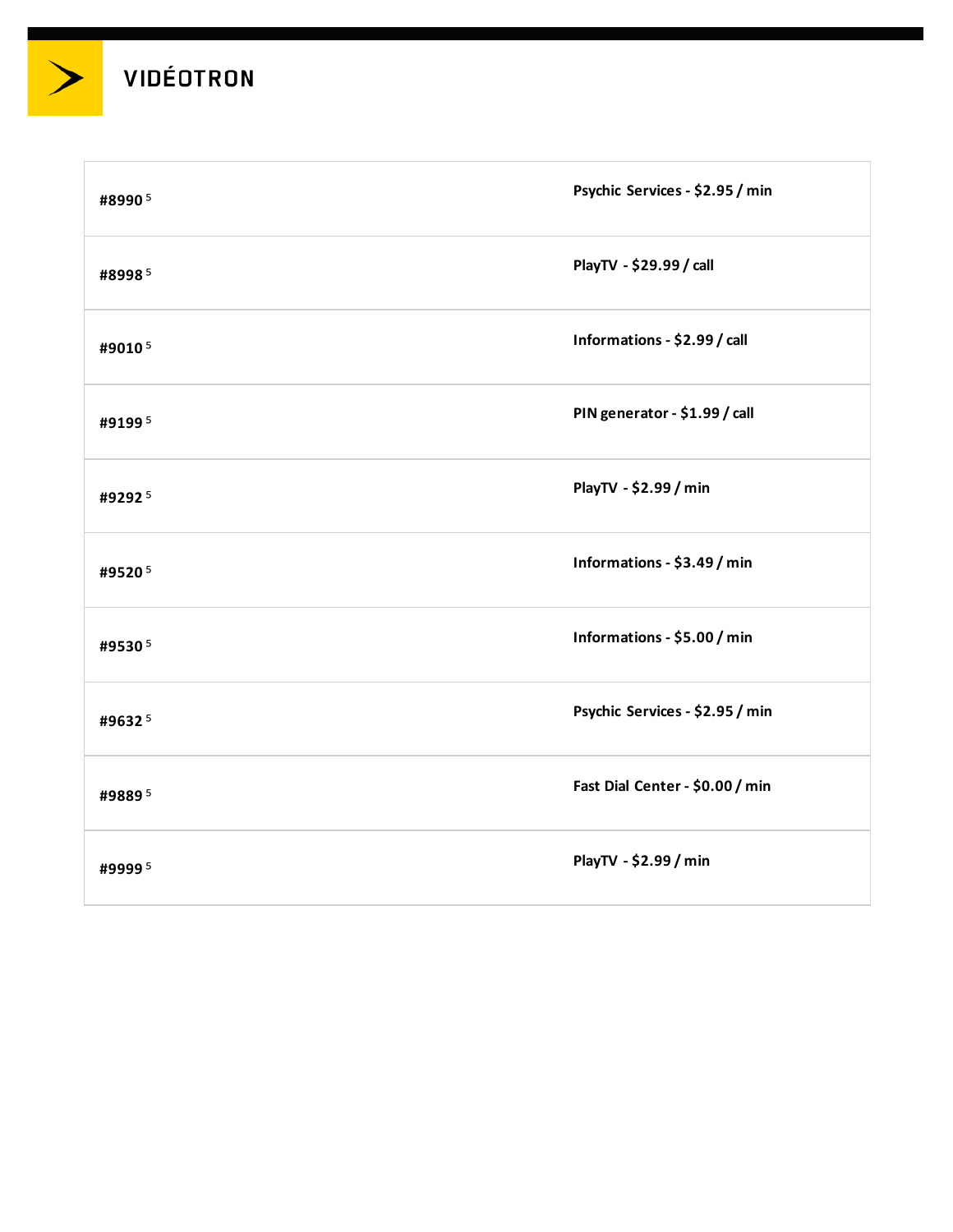| | |
|---|---|
| #8990 [5] | Psychic Services - $2.95 / min |
| #8998 [5] | PlayTV - $29.99 / call |
| #9010 [5] | Informations - $2.99 / call |
| #9199 [5] | PIN generator - $1.99 / call |
| #9292 [5] | PlayTV - $2.99 / min |
| #9520 [5] | Informations - $3.49 / min |
| #9530 [5] | Informations - $5.00 / min |
| #9632 [5] | Psychic Services - $2.95 / min |
| #9889 [5] | Fast Dial Center - $0.00 / min |
| #9999 [5] | PlayTV - $2.99 / min |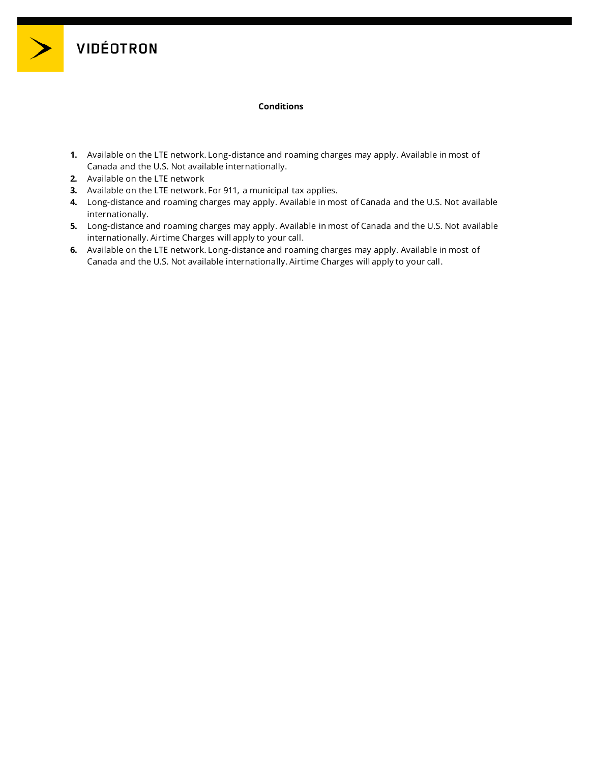**Conditions**

1. Available on the LTE network. Long-distance and roaming charges may apply. Available in most of Canada and the U.S. Not available internationally.
2. Available on the LTE network
3. Available on the LTE network. For 911, a municipal tax applies.
4. Long-distance and roaming charges may apply. Available in most of Canada and the U.S. Not available internationally.
5. Long-distance and roaming charges may apply. Available in most of Canada and the U.S. Not available internationally. Airtime Charges will apply to your call.
6. Available on the LTE network. Long-distance and roaming charges may apply. Available in most of Canada and the U.S. Not available internationally. Airtime Charges will apply to your call.